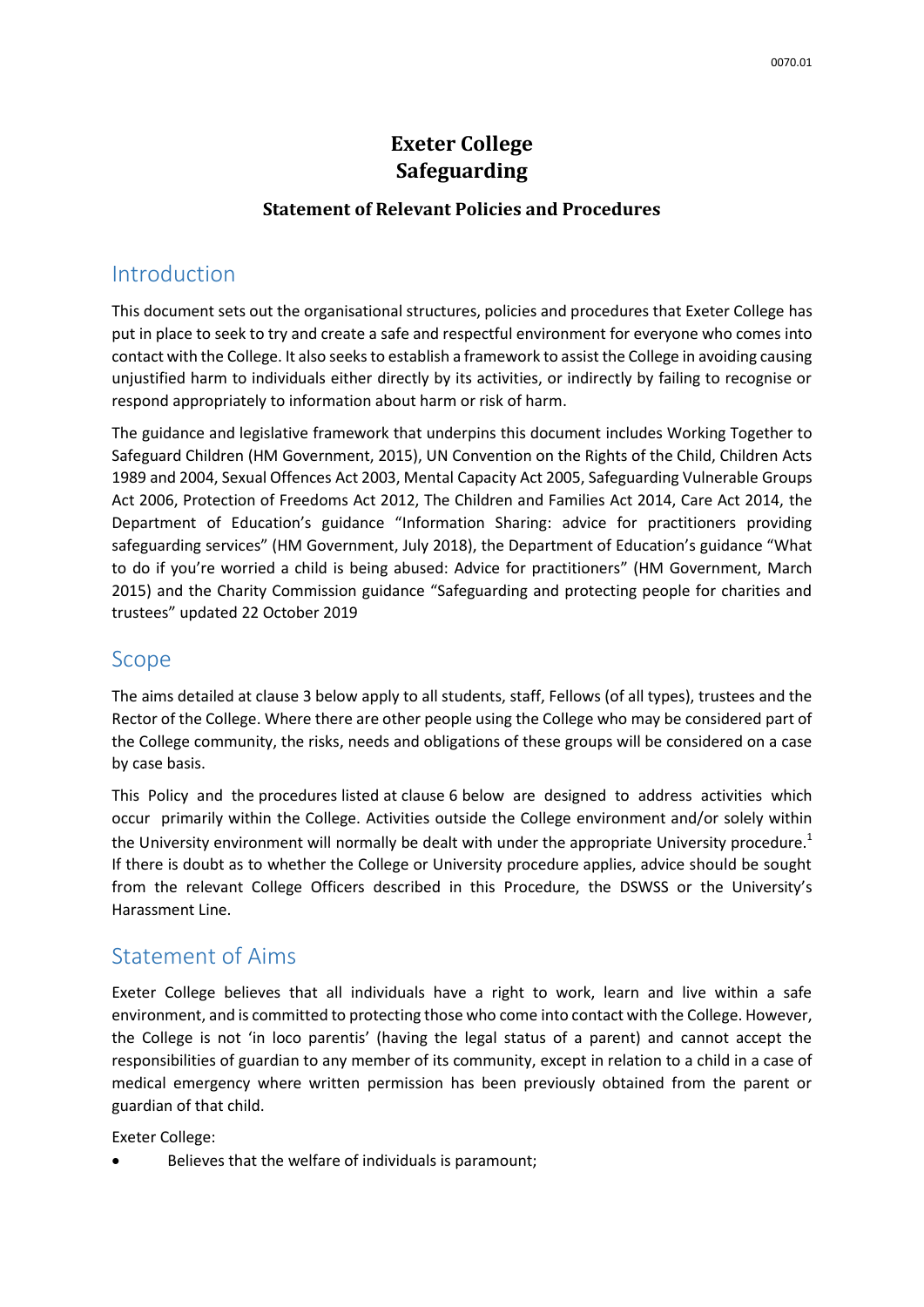# Exeter College
# Safeguarding

### Statement of Relevant Policies and Procedures

## Introduction

This document sets out the organisational structures, policies and procedures that Exeter College has put in place to seek to try and create a safe and respectful environment for everyone who comes into contact with the College. It also seeks to establish a framework to assist the College in avoiding causing unjustified harm to individuals either directly by its activities, or indirectly by failing to recognise or respond appropriately to information about harm or risk of harm.

The guidance and legislative framework that underpins this document includes Working Together to Safeguard Children (HM Government, 2015), UN Convention on the Rights of the Child, Children Acts 1989 and 2004, Sexual Offences Act 2003, Mental Capacity Act 2005, Safeguarding Vulnerable Groups Act 2006, Protection of Freedoms Act 2012, The Children and Families Act 2014, Care Act 2014, the Department of Education's guidance "Information Sharing: advice for practitioners providing safeguarding services" (HM Government, July 2018), the Department of Education's guidance "What to do if you're worried a child is being abused: Advice for practitioners" (HM Government, March 2015) and the Charity Commission guidance "Safeguarding and protecting people for charities and trustees" updated 22 October 2019

## Scope

The aims detailed at clause 3 below apply to all students, staff, Fellows (of all types), trustees and the Rector of the College. Where there are other people using the College who may be considered part of the College community, the risks, needs and obligations of these groups will be considered on a case by case basis.

This Policy and the procedures listed at clause 6 below are designed to address activities which occur primarily within the College. Activities outside the College environment and/or solely within the University environment will normally be dealt with under the appropriate University procedure.[1] If there is doubt as to whether the College or University procedure applies, advice should be sought from the relevant College Officers described in this Procedure, the DSWSS or the University's Harassment Line.

## Statement of Aims

Exeter College believes that all individuals have a right to work, learn and live within a safe environment, and is committed to protecting those who come into contact with the College. However, the College is not 'in loco parentis' (having the legal status of a parent) and cannot accept the responsibilities of guardian to any member of its community, except in relation to a child in a case of medical emergency where written permission has been previously obtained from the parent or guardian of that child.

Exeter College:

- Believes that the welfare of individuals is paramount;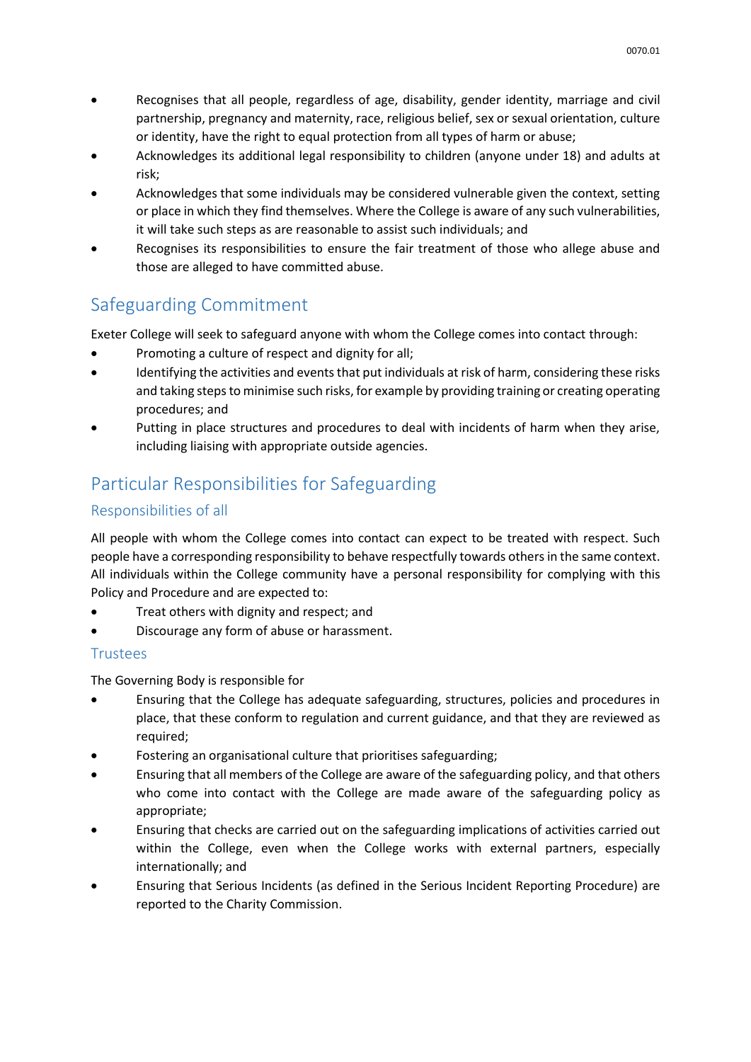- Recognises that all people, regardless of age, disability, gender identity, marriage and civil partnership, pregnancy and maternity, race, religious belief, sex or sexual orientation, culture or identity, have the right to equal protection from all types of harm or abuse;
- Acknowledges its additional legal responsibility to children (anyone under 18) and adults at risk;
- Acknowledges that some individuals may be considered vulnerable given the context, setting or place in which they find themselves. Where the College is aware of any such vulnerabilities, it will take such steps as are reasonable to assist such individuals; and
- Recognises its responsibilities to ensure the fair treatment of those who allege abuse and those are alleged to have committed abuse.

## Safeguarding Commitment

Exeter College will seek to safeguard anyone with whom the College comes into contact through:

- Promoting a culture of respect and dignity for all;
- Identifying the activities and events that put individuals at risk of harm, considering these risks and taking steps to minimise such risks, for example by providing training or creating operating procedures; and
- Putting in place structures and procedures to deal with incidents of harm when they arise, including liaising with appropriate outside agencies.

## Particular Responsibilities for Safeguarding

### Responsibilities of all

All people with whom the College comes into contact can expect to be treated with respect. Such people have a corresponding responsibility to behave respectfully towards others in the same context. All individuals within the College community have a personal responsibility for complying with this Policy and Procedure and are expected to:

- Treat others with dignity and respect; and
- Discourage any form of abuse or harassment.

### Trustees

The Governing Body is responsible for

- Ensuring that the College has adequate safeguarding, structures, policies and procedures in place, that these conform to regulation and current guidance, and that they are reviewed as required;
- Fostering an organisational culture that prioritises safeguarding;
- Ensuring that all members of the College are aware of the safeguarding policy, and that others who come into contact with the College are made aware of the safeguarding policy as appropriate;
- Ensuring that checks are carried out on the safeguarding implications of activities carried out within the College, even when the College works with external partners, especially internationally; and
- Ensuring that Serious Incidents (as defined in the Serious Incident Reporting Procedure) are reported to the Charity Commission.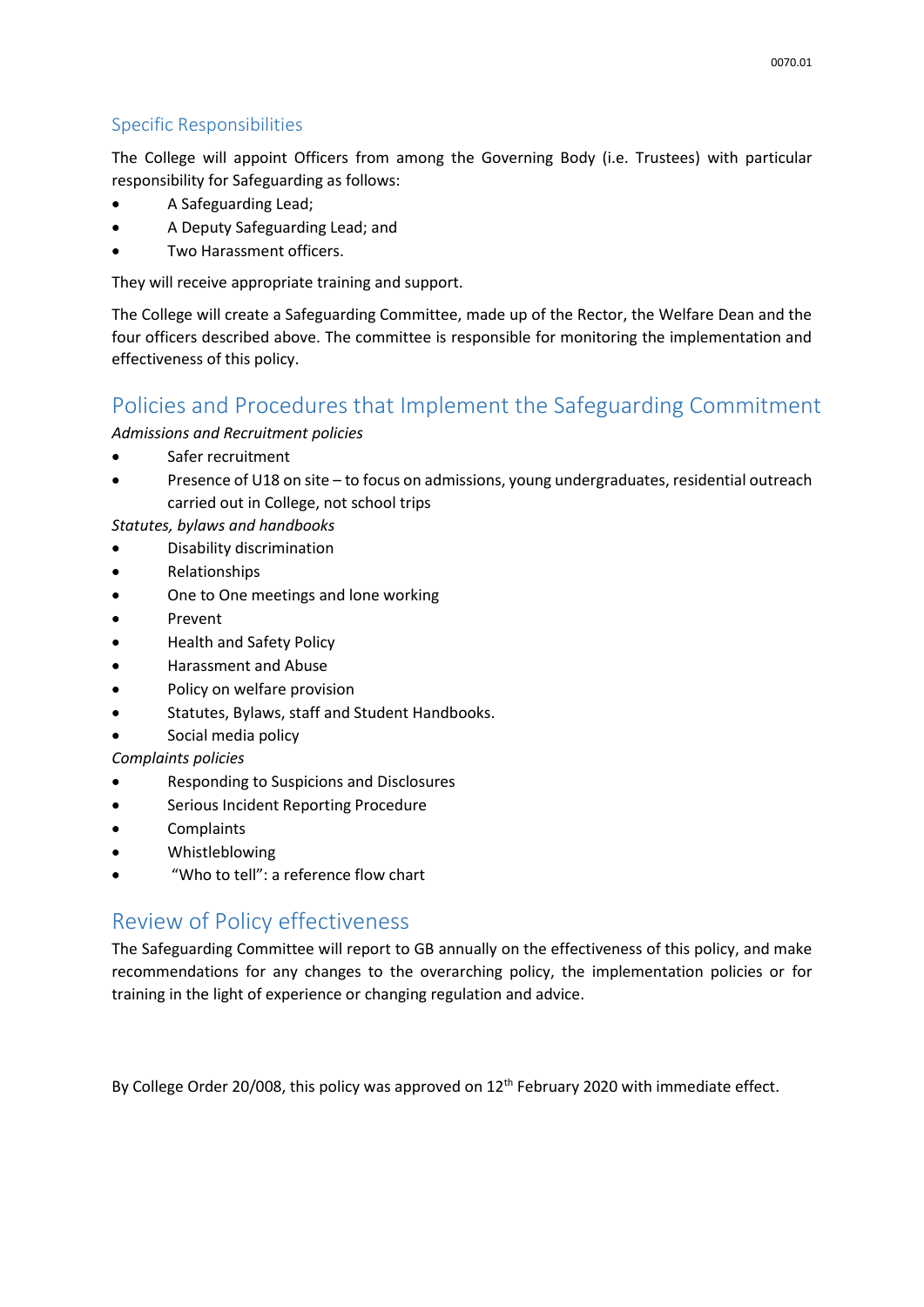## Specific Responsibilities

The College will appoint Officers from among the Governing Body (i.e. Trustees) with particular responsibility for Safeguarding as follows:

- A Safeguarding Lead;
- A Deputy Safeguarding Lead; and
- Two Harassment officers.

They will receive appropriate training and support.

The College will create a Safeguarding Committee, made up of the Rector, the Welfare Dean and the four officers described above. The committee is responsible for monitoring the implementation and effectiveness of this policy.

## Policies and Procedures that Implement the Safeguarding Commitment

*Admissions and Recruitment policies*

- Safer recruitment
- Presence of U18 on site – to focus on admissions, young undergraduates, residential outreach carried out in College, not school trips

*Statutes, bylaws and handbooks*

- Disability discrimination
- Relationships
- One to One meetings and lone working
- Prevent
- Health and Safety Policy
- Harassment and Abuse
- Policy on welfare provision
- Statutes, Bylaws, staff and Student Handbooks.
- Social media policy

*Complaints policies*

- Responding to Suspicions and Disclosures
- Serious Incident Reporting Procedure
- Complaints
- Whistleblowing
- "Who to tell": a reference flow chart

## Review of Policy effectiveness

The Safeguarding Committee will report to GB annually on the effectiveness of this policy, and make recommendations for any changes to the overarching policy, the implementation policies or for training in the light of experience or changing regulation and advice.

By College Order 20/008, this policy was approved on 12th February 2020 with immediate effect.